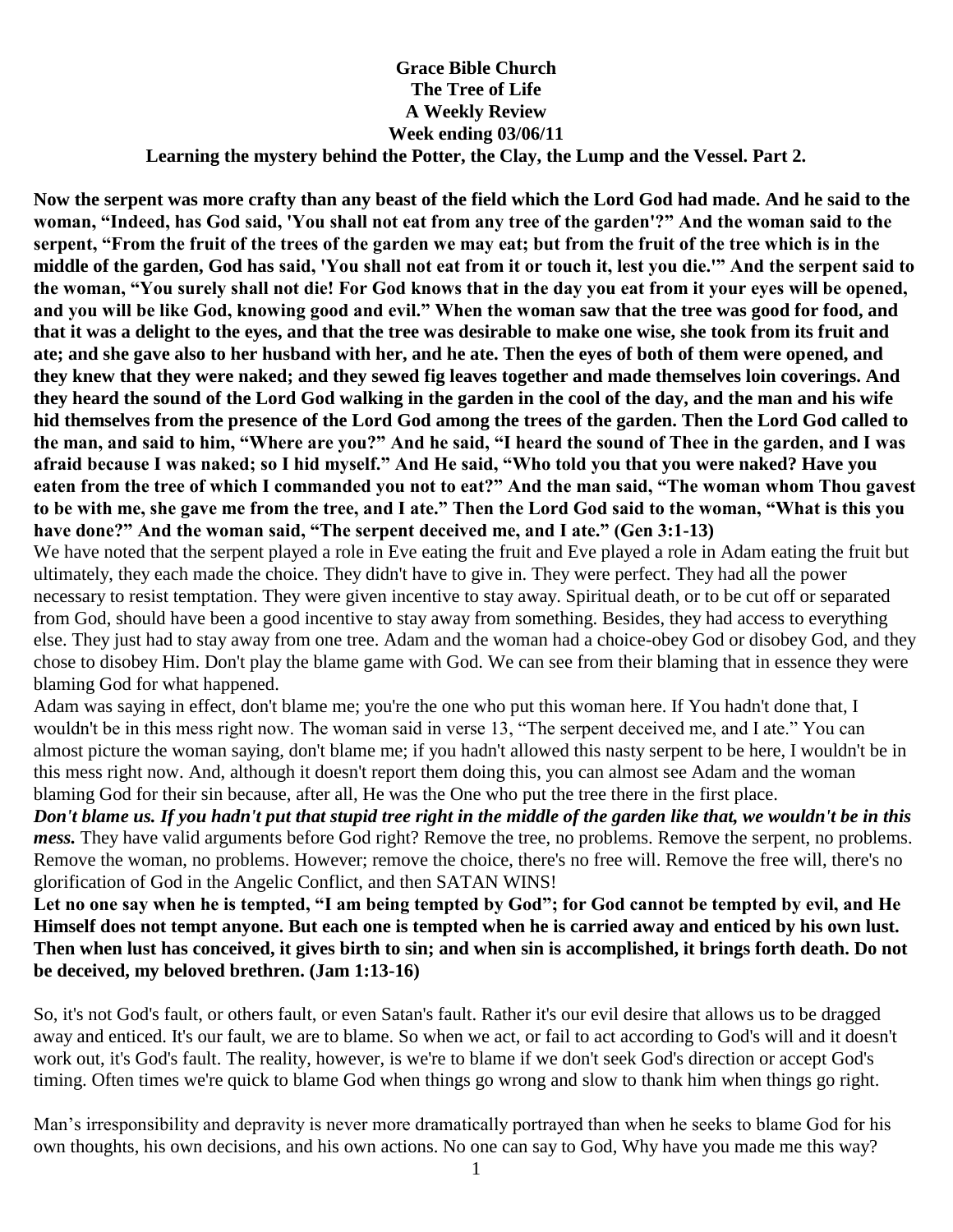**Grace Bible Church**
**The Tree of Life**
**A Weekly Review**
**Week ending 03/06/11**
**Learning the mystery behind the Potter, the Clay, the Lump and the Vessel. Part 2.**

**Now the serpent was more crafty than any beast of the field which the Lord God had made. And he said to the woman, "Indeed, has God said, 'You shall not eat from any tree of the garden'?" And the woman said to the serpent, "From the fruit of the trees of the garden we may eat; but from the fruit of the tree which is in the middle of the garden, God has said, 'You shall not eat from it or touch it, lest you die.'" And the serpent said to the woman, "You surely shall not die! For God knows that in the day you eat from it your eyes will be opened, and you will be like God, knowing good and evil." When the woman saw that the tree was good for food, and that it was a delight to the eyes, and that the tree was desirable to make one wise, she took from its fruit and ate; and she gave also to her husband with her, and he ate. Then the eyes of both of them were opened, and they knew that they were naked; and they sewed fig leaves together and made themselves loin coverings. And they heard the sound of the Lord God walking in the garden in the cool of the day, and the man and his wife hid themselves from the presence of the Lord God among the trees of the garden. Then the Lord God called to the man, and said to him, "Where are you?" And he said, "I heard the sound of Thee in the garden, and I was afraid because I was naked; so I hid myself." And He said, "Who told you that you were naked? Have you eaten from the tree of which I commanded you not to eat?" And the man said, "The woman whom Thou gavest to be with me, she gave me from the tree, and I ate." Then the Lord God said to the woman, "What is this you have done?" And the woman said, "The serpent deceived me, and I ate." (Gen 3:1-13)**

We have noted that the serpent played a role in Eve eating the fruit and Eve played a role in Adam eating the fruit but ultimately, they each made the choice. They didn't have to give in. They were perfect. They had all the power necessary to resist temptation. They were given incentive to stay away. Spiritual death, or to be cut off or separated from God, should have been a good incentive to stay away from something. Besides, they had access to everything else. They just had to stay away from one tree. Adam and the woman had a choice-obey God or disobey God, and they chose to disobey Him. Don't play the blame game with God. We can see from their blaming that in essence they were blaming God for what happened.

Adam was saying in effect, don't blame me; you're the one who put this woman here. If You hadn't done that, I wouldn't be in this mess right now. The woman said in verse 13, "The serpent deceived me, and I ate." You can almost picture the woman saying, don't blame me; if you hadn't allowed this nasty serpent to be here, I wouldn't be in this mess right now. And, although it doesn't report them doing this, you can almost see Adam and the woman blaming God for their sin because, after all, He was the One who put the tree there in the first place.

***Don't blame us. If you hadn't put that stupid tree right in the middle of the garden like that, we wouldn't be in this mess.*** They have valid arguments before God right? Remove the tree, no problems. Remove the serpent, no problems. Remove the woman, no problems. However; remove the choice, there's no free will. Remove the free will, there's no glorification of God in the Angelic Conflict, and then SATAN WINS!

**Let no one say when he is tempted, "I am being tempted by God"; for God cannot be tempted by evil, and He Himself does not tempt anyone. But each one is tempted when he is carried away and enticed by his own lust. Then when lust has conceived, it gives birth to sin; and when sin is accomplished, it brings forth death. Do not be deceived, my beloved brethren. (Jam 1:13-16)**

So, it's not God's fault, or others fault, or even Satan's fault. Rather it's our evil desire that allows us to be dragged away and enticed. It's our fault, we are to blame. So when we act, or fail to act according to God's will and it doesn't work out, it's God's fault. The reality, however, is we're to blame if we don't seek God's direction or accept God's timing. Often times we're quick to blame God when things go wrong and slow to thank him when things go right.

Man's irresponsibility and depravity is never more dramatically portrayed than when he seeks to blame God for his own thoughts, his own decisions, and his own actions. No one can say to God, Why have you made me this way?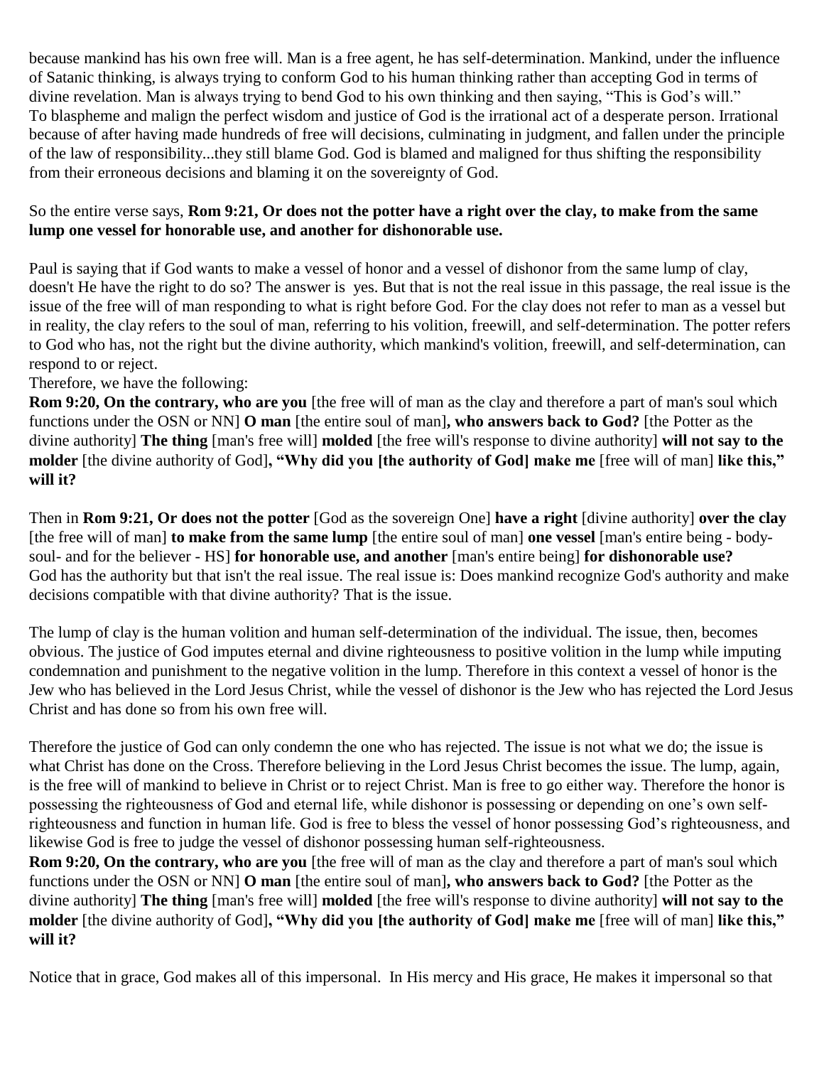because mankind has his own free will. Man is a free agent, he has self-determination. Mankind, under the influence of Satanic thinking, is always trying to conform God to his human thinking rather than accepting God in terms of divine revelation. Man is always trying to bend God to his own thinking and then saying, "This is God's will."
To blaspheme and malign the perfect wisdom and justice of God is the irrational act of a desperate person. Irrational because of after having made hundreds of free will decisions, culminating in judgment, and fallen under the principle of the law of responsibility...they still blame God. God is blamed and maligned for thus shifting the responsibility from their erroneous decisions and blaming it on the sovereignty of God.

So the entire verse says, **Rom 9:21, Or does not the potter have a right over the clay, to make from the same lump one vessel for honorable use, and another for dishonorable use.**

Paul is saying that if God wants to make a vessel of honor and a vessel of dishonor from the same lump of clay, doesn't He have the right to do so? The answer is yes. But that is not the real issue in this passage, the real issue is the issue of the free will of man responding to what is right before God. For the clay does not refer to man as a vessel but in reality, the clay refers to the soul of man, referring to his volition, freewill, and self-determination. The potter refers to God who has, not the right but the divine authority, which mankind's volition, freewill, and self-determination, can respond to or reject.
Therefore, we have the following:
**Rom 9:20, On the contrary, who are you** [the free will of man as the clay and therefore a part of man's soul which functions under the OSN or NN] **O man** [the entire soul of man]**, who answers back to God?** [the Potter as the divine authority] **The thing** [man's free will] **molded** [the free will's response to divine authority] **will not say to the molder** [the divine authority of God]**, "Why did you [the authority of God] make me** [free will of man] **like this," will it?**

Then in **Rom 9:21, Or does not the potter** [God as the sovereign One] **have a right** [divine authority] **over the clay** [the free will of man] **to make from the same lump** [the entire soul of man] **one vessel** [man's entire being - body-soul- and for the believer - HS] **for honorable use, and another** [man's entire being] **for dishonorable use?**
God has the authority but that isn't the real issue. The real issue is: Does mankind recognize God's authority and make decisions compatible with that divine authority? That is the issue.

The lump of clay is the human volition and human self-determination of the individual. The issue, then, becomes obvious. The justice of God imputes eternal and divine righteousness to positive volition in the lump while imputing condemnation and punishment to the negative volition in the lump. Therefore in this context a vessel of honor is the Jew who has believed in the Lord Jesus Christ, while the vessel of dishonor is the Jew who has rejected the Lord Jesus Christ and has done so from his own free will.

Therefore the justice of God can only condemn the one who has rejected. The issue is not what we do; the issue is what Christ has done on the Cross. Therefore believing in the Lord Jesus Christ becomes the issue. The lump, again, is the free will of mankind to believe in Christ or to reject Christ. Man is free to go either way. Therefore the honor is possessing the righteousness of God and eternal life, while dishonor is possessing or depending on one's own self-righteousness and function in human life. God is free to bless the vessel of honor possessing God's righteousness, and likewise God is free to judge the vessel of dishonor possessing human self-righteousness.
**Rom 9:20, On the contrary, who are you** [the free will of man as the clay and therefore a part of man's soul which functions under the OSN or NN] **O man** [the entire soul of man]**, who answers back to God?** [the Potter as the divine authority] **The thing** [man's free will] **molded** [the free will's response to divine authority] **will not say to the molder** [the divine authority of God]**, "Why did you [the authority of God] make me** [free will of man] **like this," will it?**

Notice that in grace, God makes all of this impersonal. In His mercy and His grace, He makes it impersonal so that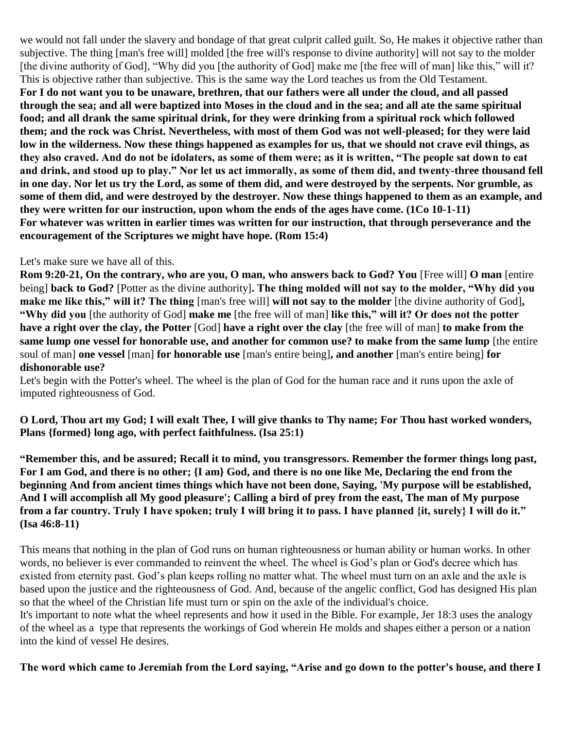we would not fall under the slavery and bondage of that great culprit called guilt. So, He makes it objective rather than subjective. The thing [man's free will] molded [the free will's response to divine authority] will not say to the molder [the divine authority of God], "Why did you [the authority of God] make me [the free will of man] like this," will it? This is objective rather than subjective. This is the same way the Lord teaches us from the Old Testament.
**For I do not want you to be unaware, brethren, that our fathers were all under the cloud, and all passed through the sea; and all were baptized into Moses in the cloud and in the sea; and all ate the same spiritual food; and all drank the same spiritual drink, for they were drinking from a spiritual rock which followed them; and the rock was Christ. Nevertheless, with most of them God was not well-pleased; for they were laid low in the wilderness. Now these things happened as examples for us, that we should not crave evil things, as they also craved. And do not be idolaters, as some of them were; as it is written, "The people sat down to eat and drink, and stood up to play." Nor let us act immorally, as some of them did, and twenty-three thousand fell in one day. Nor let us try the Lord, as some of them did, and were destroyed by the serpents. Nor grumble, as some of them did, and were destroyed by the destroyer. Now these things happened to them as an example, and they were written for our instruction, upon whom the ends of the ages have come. (1Co 10-1-11)**
**For whatever was written in earlier times was written for our instruction, that through perseverance and the encouragement of the Scriptures we might have hope. (Rom 15:4)**

Let's make sure we have all of this.
**Rom 9:20-21, On the contrary, who are you, O man, who answers back to God? You** [Free will] **O man** [entire being] **back to God?** [Potter as the divine authority]**. The thing molded will not say to the molder, "Why did you make me like this," will it? The thing** [man's free will] **will not say to the molder** [the divine authority of God]**, "Why did you** [the authority of God] **make me** [the free will of man] **like this," will it? Or does not the potter have a right over the clay, the Potter** [God] **have a right over the clay** [the free will of man] **to make from the same lump one vessel for honorable use, and another for common use? to make from the same lump** [the entire soul of man] **one vessel** [man] **for honorable use** [man's entire being]**, and another** [man's entire being] **for dishonorable use?**
Let's begin with the Potter's wheel. The wheel is the plan of God for the human race and it runs upon the axle of imputed righteousness of God.

**O Lord, Thou art my God; I will exalt Thee, I will give thanks to Thy name; For Thou hast worked wonders, Plans {formed} long ago, with perfect faithfulness. (Isa 25:1)**

**"Remember this, and be assured; Recall it to mind, you transgressors. Remember the former things long past, For I am God, and there is no other; {I am} God, and there is no one like Me, Declaring the end from the beginning And from ancient times things which have not been done, Saying, 'My purpose will be established, And I will accomplish all My good pleasure'; Calling a bird of prey from the east, The man of My purpose from a far country. Truly I have spoken; truly I will bring it to pass. I have planned {it, surely} I will do it." (Isa 46:8-11)**

This means that nothing in the plan of God runs on human righteousness or human ability or human works. In other words, no believer is ever commanded to reinvent the wheel. The wheel is God's plan or God's decree which has existed from eternity past. God's plan keeps rolling no matter what. The wheel must turn on an axle and the axle is based upon the justice and the righteousness of God. And, because of the angelic conflict, God has designed His plan so that the wheel of the Christian life must turn or spin on the axle of the individual's choice.
It's important to note what the wheel represents and how it used in the Bible. For example, Jer 18:3 uses the analogy of the wheel as a type that represents the workings of God wherein He molds and shapes either a person or a nation into the kind of vessel He desires.

**The word which came to Jeremiah from the Lord saying, "Arise and go down to the potter's house, and there I**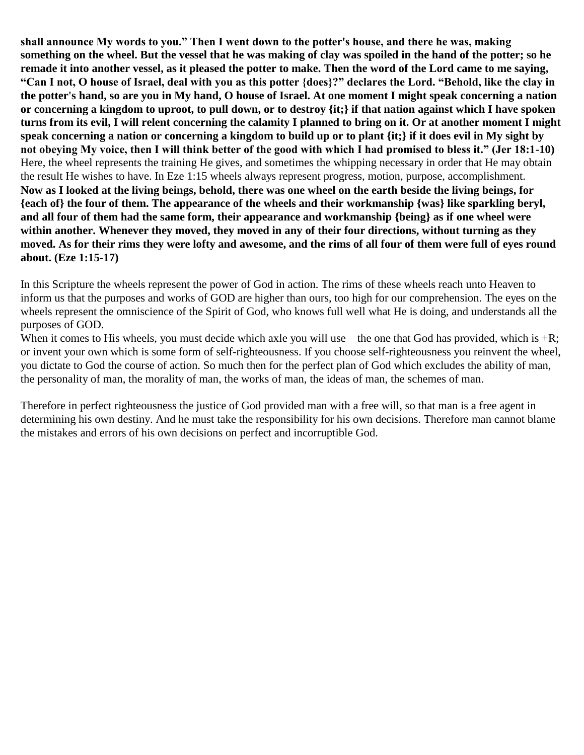**shall announce My words to you." Then I went down to the potter's house, and there he was, making something on the wheel. But the vessel that he was making of clay was spoiled in the hand of the potter; so he remade it into another vessel, as it pleased the potter to make. Then the word of the Lord came to me saying, "Can I not, O house of Israel, deal with you as this potter {does}?" declares the Lord. "Behold, like the clay in the potter's hand, so are you in My hand, O house of Israel. At one moment I might speak concerning a nation or concerning a kingdom to uproot, to pull down, or to destroy {it;} if that nation against which I have spoken turns from its evil, I will relent concerning the calamity I planned to bring on it. Or at another moment I might speak concerning a nation or concerning a kingdom to build up or to plant {it;} if it does evil in My sight by not obeying My voice, then I will think better of the good with which I had promised to bless it." (Jer 18:1-10)**
Here, the wheel represents the training He gives, and sometimes the whipping necessary in order that He may obtain the result He wishes to have. In Eze 1:15 wheels always represent progress, motion, purpose, accomplishment.
**Now as I looked at the living beings, behold, there was one wheel on the earth beside the living beings, for {each of} the four of them. The appearance of the wheels and their workmanship {was} like sparkling beryl, and all four of them had the same form, their appearance and workmanship {being} as if one wheel were within another. Whenever they moved, they moved in any of their four directions, without turning as they moved. As for their rims they were lofty and awesome, and the rims of all four of them were full of eyes round about. (Eze 1:15-17)**

In this Scripture the wheels represent the power of God in action. The rims of these wheels reach unto Heaven to inform us that the purposes and works of GOD are higher than ours, too high for our comprehension. The eyes on the wheels represent the omniscience of the Spirit of God, who knows full well what He is doing, and understands all the purposes of GOD.
When it comes to His wheels, you must decide which axle you will use – the one that God has provided, which is +R; or invent your own which is some form of self-righteousness. If you choose self-righteousness you reinvent the wheel, you dictate to God the course of action. So much then for the perfect plan of God which excludes the ability of man, the personality of man, the morality of man, the works of man, the ideas of man, the schemes of man.

Therefore in perfect righteousness the justice of God provided man with a free will, so that man is a free agent in determining his own destiny. And he must take the responsibility for his own decisions. Therefore man cannot blame the mistakes and errors of his own decisions on perfect and incorruptible God.